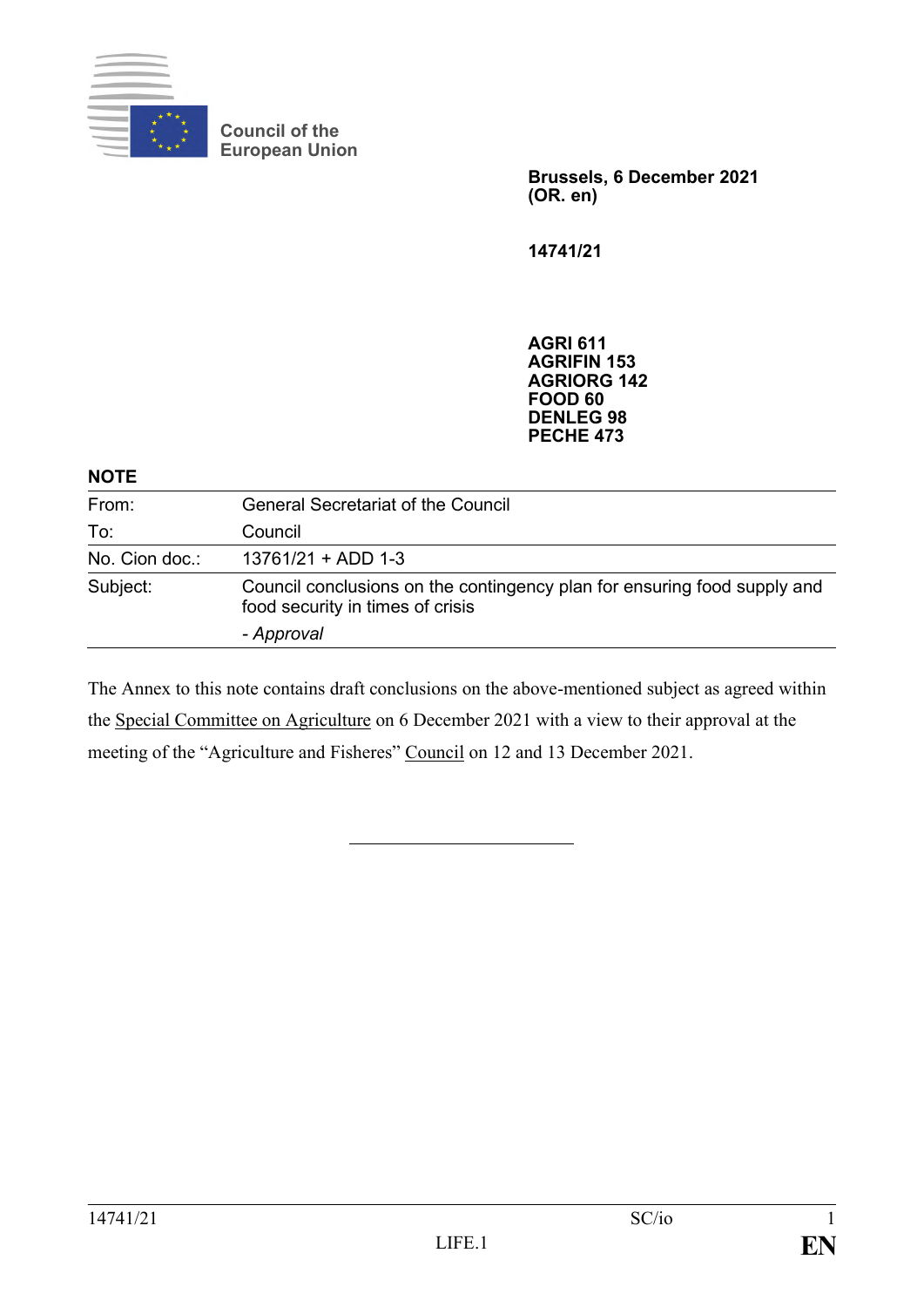Council of the European Union

**Brussels, 6 December 2021**
**(OR. en)**

**14741/21**

**AGRI 611**
**AGRIFIN 153**
**AGRIORG 142**
**FOOD 60**
**DENLEG 98**
**PECHE 473**

**NOTE**

| | |
|---|---|
| From: | General Secretariat of the Council |
| To: | Council |
| No. Cion doc.: | 13761/21 + ADD 1-3 |
| Subject: | Council conclusions on the contingency plan for ensuring food supply and food security in times of crisis<br>*- Approval* |

The Annex to this note contains draft conclusions on the above-mentioned subject as agreed within the Special Committee on Agriculture on 6 December 2021 with a view to their approval at the meeting of the "Agriculture and Fisheres" Council on 12 and 13 December 2021.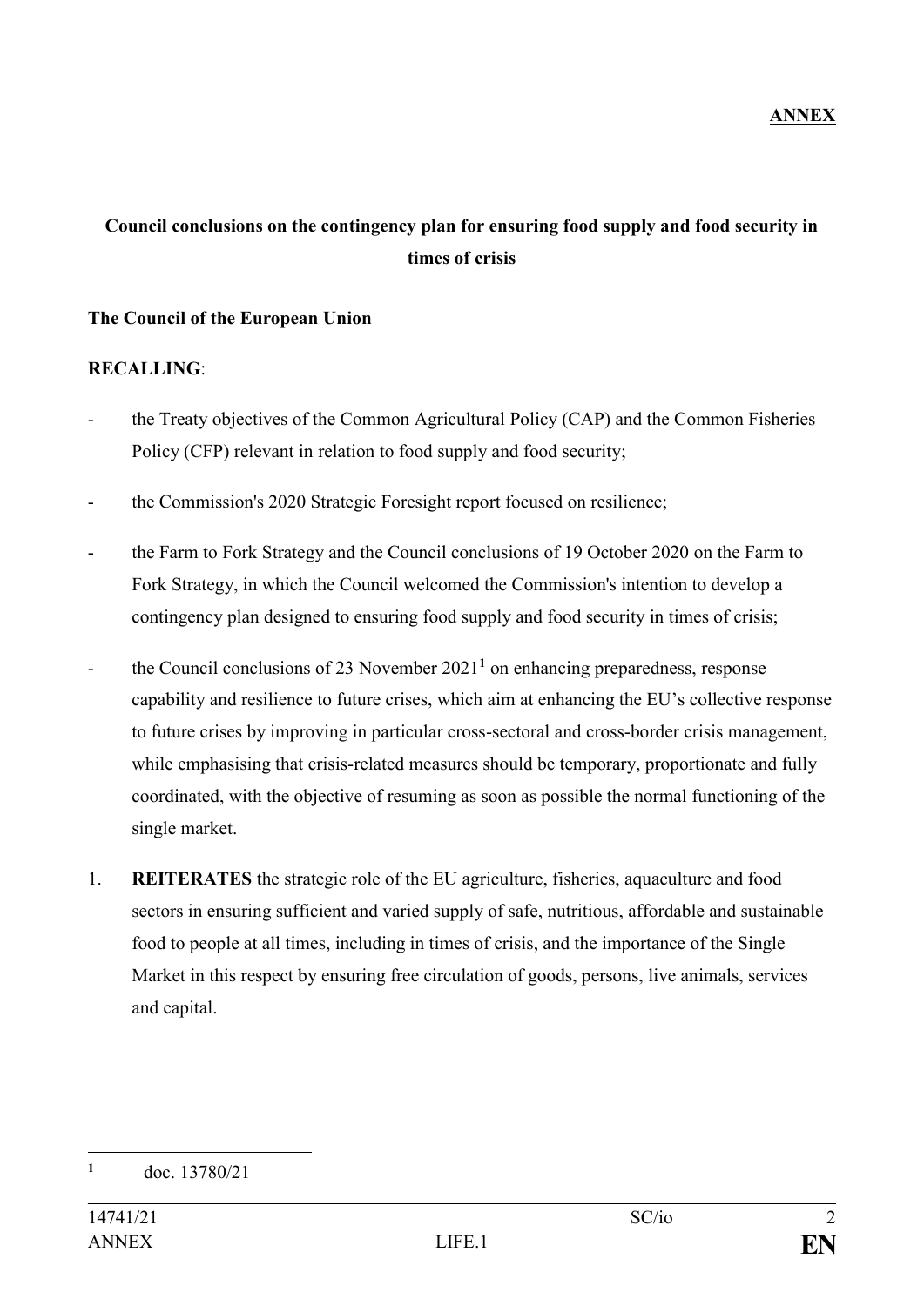**ANNEX**

**Council conclusions on the contingency plan for ensuring food supply and food security in times of crisis**

**The Council of the European Union**

**RECALLING**:

- the Treaty objectives of the Common Agricultural Policy (CAP) and the Common Fisheries Policy (CFP) relevant in relation to food supply and food security;
- the Commission's 2020 Strategic Foresight report focused on resilience;
- the Farm to Fork Strategy and the Council conclusions of 19 October 2020 on the Farm to Fork Strategy, in which the Council welcomed the Commission's intention to develop a contingency plan designed to ensuring food supply and food security in times of crisis;
- the Council conclusions of 23 November 2021[1] on enhancing preparedness, response capability and resilience to future crises, which aim at enhancing the EU's collective response to future crises by improving in particular cross-sectoral and cross-border crisis management, while emphasising that crisis-related measures should be temporary, proportionate and fully coordinated, with the objective of resuming as soon as possible the normal functioning of the single market.

1. **REITERATES** the strategic role of the EU agriculture, fisheries, aquaculture and food sectors in ensuring sufficient and varied supply of safe, nutritious, affordable and sustainable food to people at all times, including in times of crisis, and the importance of the Single Market in this respect by ensuring free circulation of goods, persons, live animals, services and capital.

[1] doc. 13780/21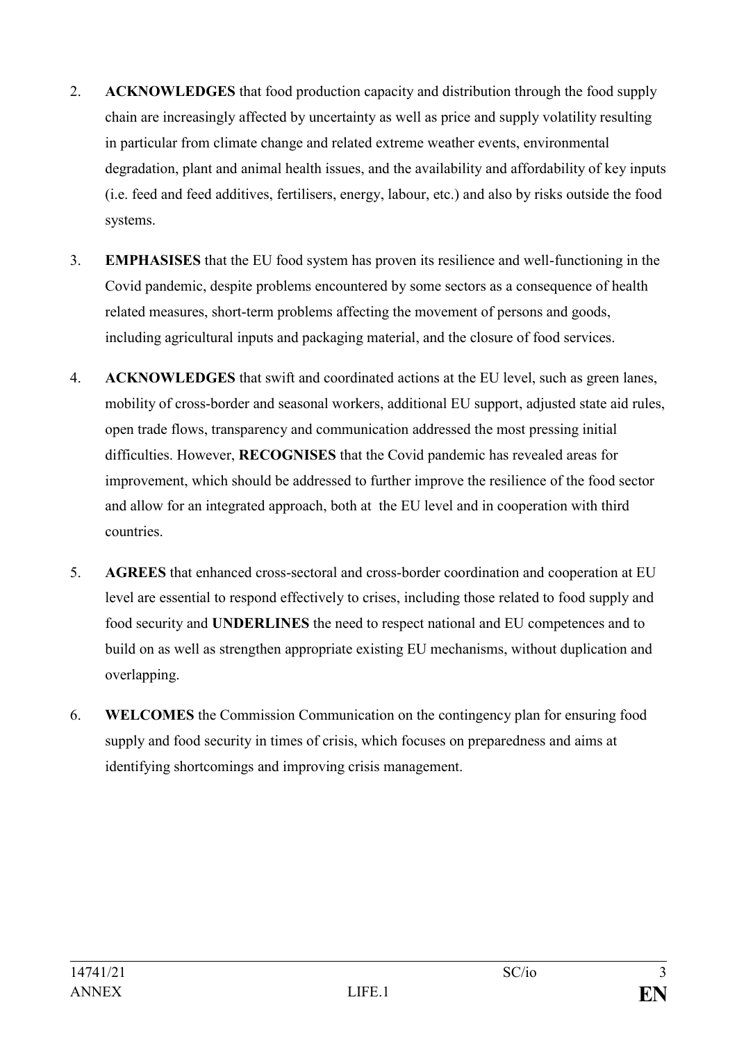2. **ACKNOWLEDGES** that food production capacity and distribution through the food supply chain are increasingly affected by uncertainty as well as price and supply volatility resulting in particular from climate change and related extreme weather events, environmental degradation, plant and animal health issues, and the availability and affordability of key inputs (i.e. feed and feed additives, fertilisers, energy, labour, etc.) and also by risks outside the food systems.

3. **EMPHASISES** that the EU food system has proven its resilience and well-functioning in the Covid pandemic, despite problems encountered by some sectors as a consequence of health related measures, short-term problems affecting the movement of persons and goods, including agricultural inputs and packaging material, and the closure of food services.

4. **ACKNOWLEDGES** that swift and coordinated actions at the EU level, such as green lanes, mobility of cross-border and seasonal workers, additional EU support, adjusted state aid rules, open trade flows, transparency and communication addressed the most pressing initial difficulties. However, **RECOGNISES** that the Covid pandemic has revealed areas for improvement, which should be addressed to further improve the resilience of the food sector and allow for an integrated approach, both at the EU level and in cooperation with third countries.

5. **AGREES** that enhanced cross-sectoral and cross-border coordination and cooperation at EU level are essential to respond effectively to crises, including those related to food supply and food security and **UNDERLINES** the need to respect national and EU competences and to build on as well as strengthen appropriate existing EU mechanisms, without duplication and overlapping.

6. **WELCOMES** the Commission Communication on the contingency plan for ensuring food supply and food security in times of crisis, which focuses on preparedness and aims at identifying shortcomings and improving crisis management.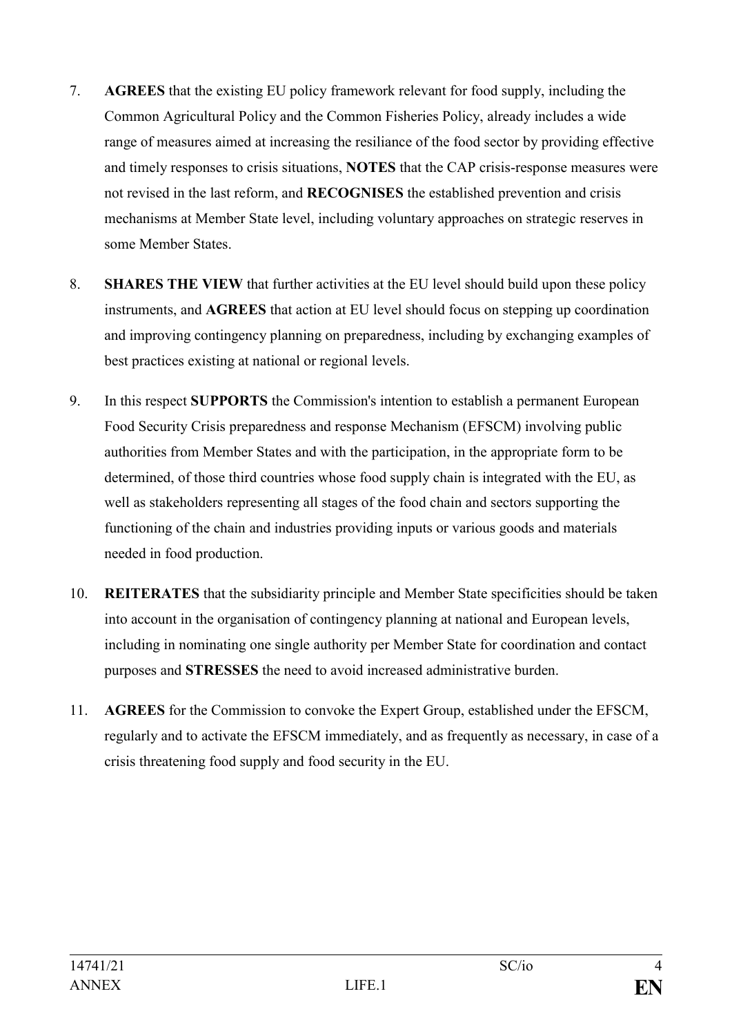7. **AGREES** that the existing EU policy framework relevant for food supply, including the Common Agricultural Policy and the Common Fisheries Policy, already includes a wide range of measures aimed at increasing the resiliance of the food sector by providing effective and timely responses to crisis situations, **NOTES** that the CAP crisis-response measures were not revised in the last reform, and **RECOGNISES** the established prevention and crisis mechanisms at Member State level, including voluntary approaches on strategic reserves in some Member States.

8. **SHARES THE VIEW** that further activities at the EU level should build upon these policy instruments, and **AGREES** that action at EU level should focus on stepping up coordination and improving contingency planning on preparedness, including by exchanging examples of best practices existing at national or regional levels.

9. In this respect **SUPPORTS** the Commission's intention to establish a permanent European Food Security Crisis preparedness and response Mechanism (EFSCM) involving public authorities from Member States and with the participation, in the appropriate form to be determined, of those third countries whose food supply chain is integrated with the EU, as well as stakeholders representing all stages of the food chain and sectors supporting the functioning of the chain and industries providing inputs or various goods and materials needed in food production.

10. **REITERATES** that the subsidiarity principle and Member State specificities should be taken into account in the organisation of contingency planning at national and European levels, including in nominating one single authority per Member State for coordination and contact purposes and **STRESSES** the need to avoid increased administrative burden.

11. **AGREES** for the Commission to convoke the Expert Group, established under the EFSCM, regularly and to activate the EFSCM immediately, and as frequently as necessary, in case of a crisis threatening food supply and food security in the EU.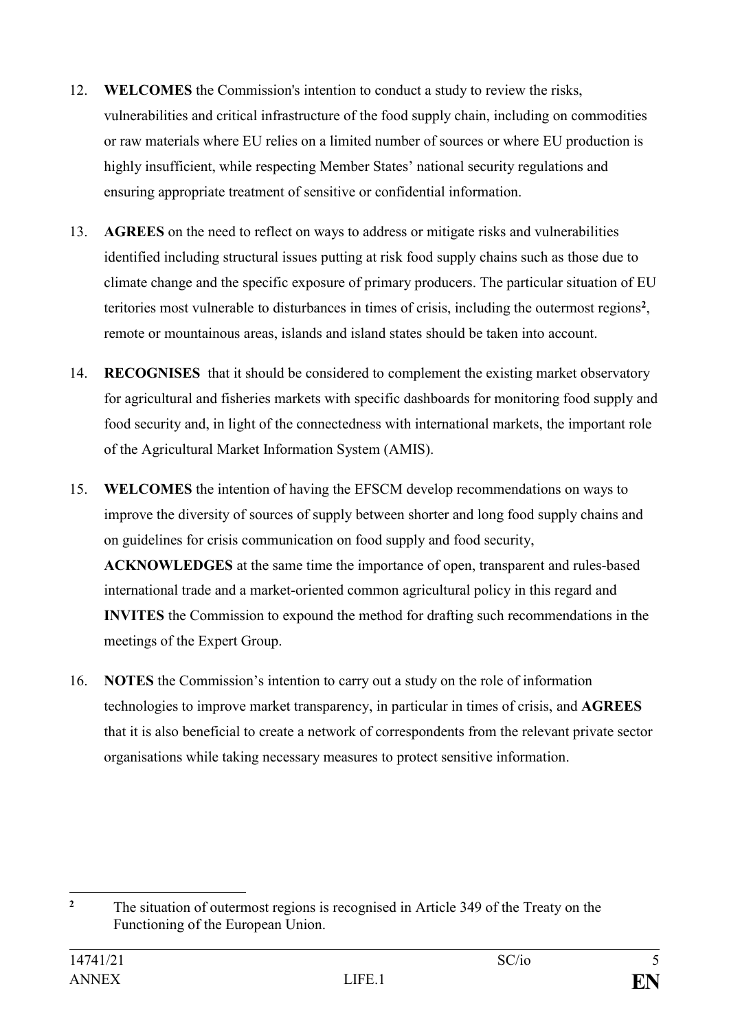12. **WELCOMES** the Commission's intention to conduct a study to review the risks, vulnerabilities and critical infrastructure of the food supply chain, including on commodities or raw materials where EU relies on a limited number of sources or where EU production is highly insufficient, while respecting Member States' national security regulations and ensuring appropriate treatment of sensitive or confidential information.

13. **AGREES** on the need to reflect on ways to address or mitigate risks and vulnerabilities identified including structural issues putting at risk food supply chains such as those due to climate change and the specific exposure of primary producers. The particular situation of EU teritories most vulnerable to disturbances in times of crisis, including the outermost regions[2], remote or mountainous areas, islands and island states should be taken into account.

14. **RECOGNISES** that it should be considered to complement the existing market observatory for agricultural and fisheries markets with specific dashboards for monitoring food supply and food security and, in light of the connectedness with international markets, the important role of the Agricultural Market Information System (AMIS).

15. **WELCOMES** the intention of having the EFSCM develop recommendations on ways to improve the diversity of sources of supply between shorter and long food supply chains and on guidelines for crisis communication on food supply and food security, **ACKNOWLEDGES** at the same time the importance of open, transparent and rules-based international trade and a market-oriented common agricultural policy in this regard and **INVITES** the Commission to expound the method for drafting such recommendations in the meetings of the Expert Group.

16. **NOTES** the Commission's intention to carry out a study on the role of information technologies to improve market transparency, in particular in times of crisis, and **AGREES** that it is also beneficial to create a network of correspondents from the relevant private sector organisations while taking necessary measures to protect sensitive information.

---

[2] The situation of outermost regions is recognised in Article 349 of the Treaty on the Functioning of the European Union.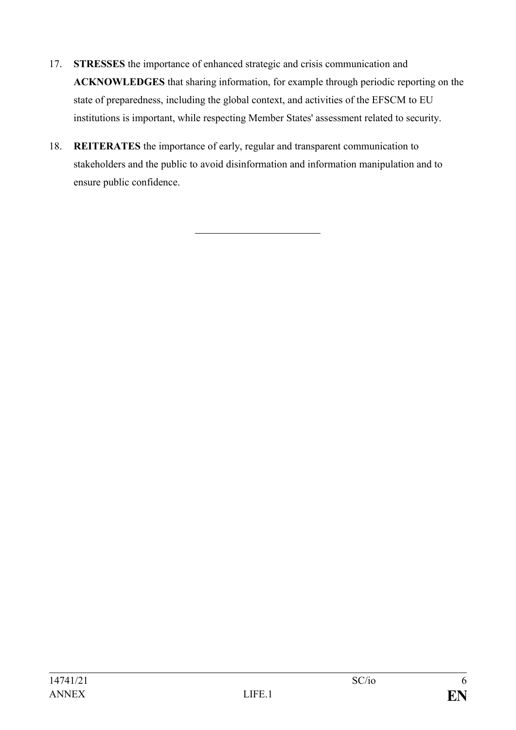17. **STRESSES** the importance of enhanced strategic and crisis communication and **ACKNOWLEDGES** that sharing information, for example through periodic reporting on the state of preparedness, including the global context, and activities of the EFSCM to EU institutions is important, while respecting Member States' assessment related to security.

18. **REITERATES** the importance of early, regular and transparent communication to stakeholders and the public to avoid disinformation and information manipulation and to ensure public confidence.